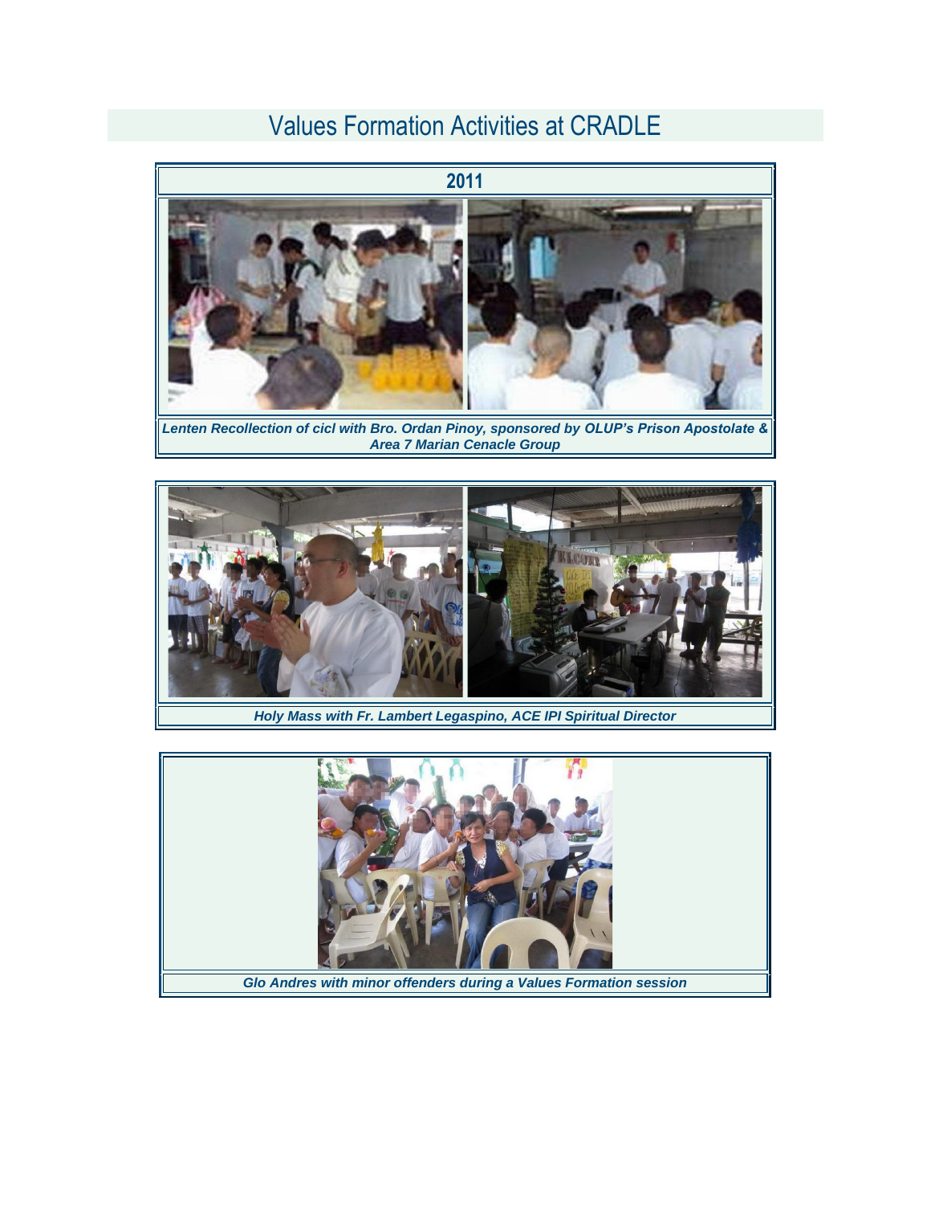# Values Formation Activities at CRADLE

## 2011

*Lenten Recollection of cicl with Bro. Ordan Pinoy, sponsored by OLUP's Prison Apostolate & Area 7 Marian Cenacle Group*

*Holy Mass with Fr. Lambert Legaspino, ACE IPI Spiritual Director*

*Glo Andres with minor offenders during a Values Formation session*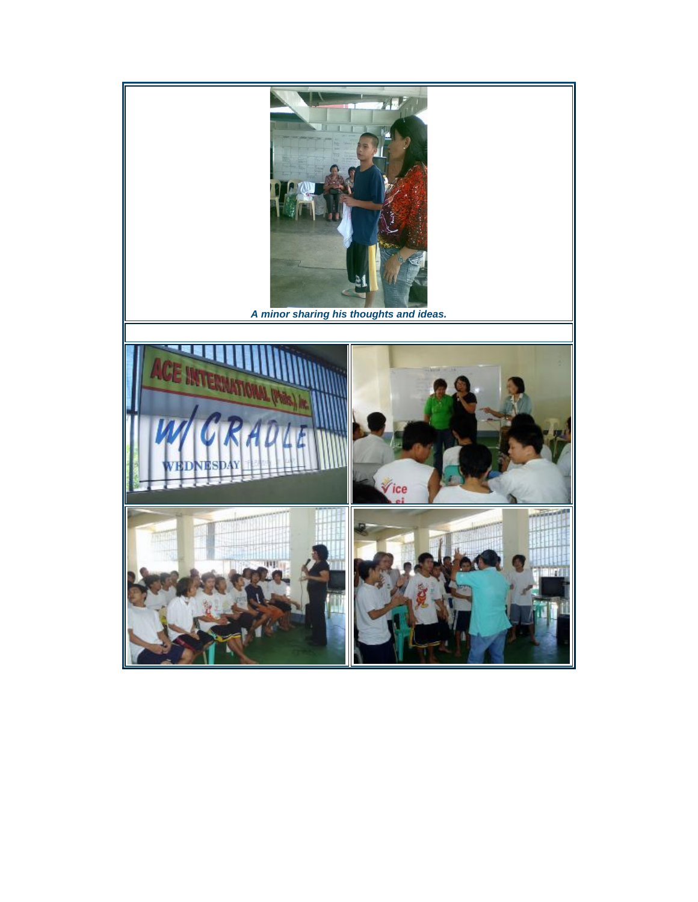*A minor sharing his thoughts and ideas.*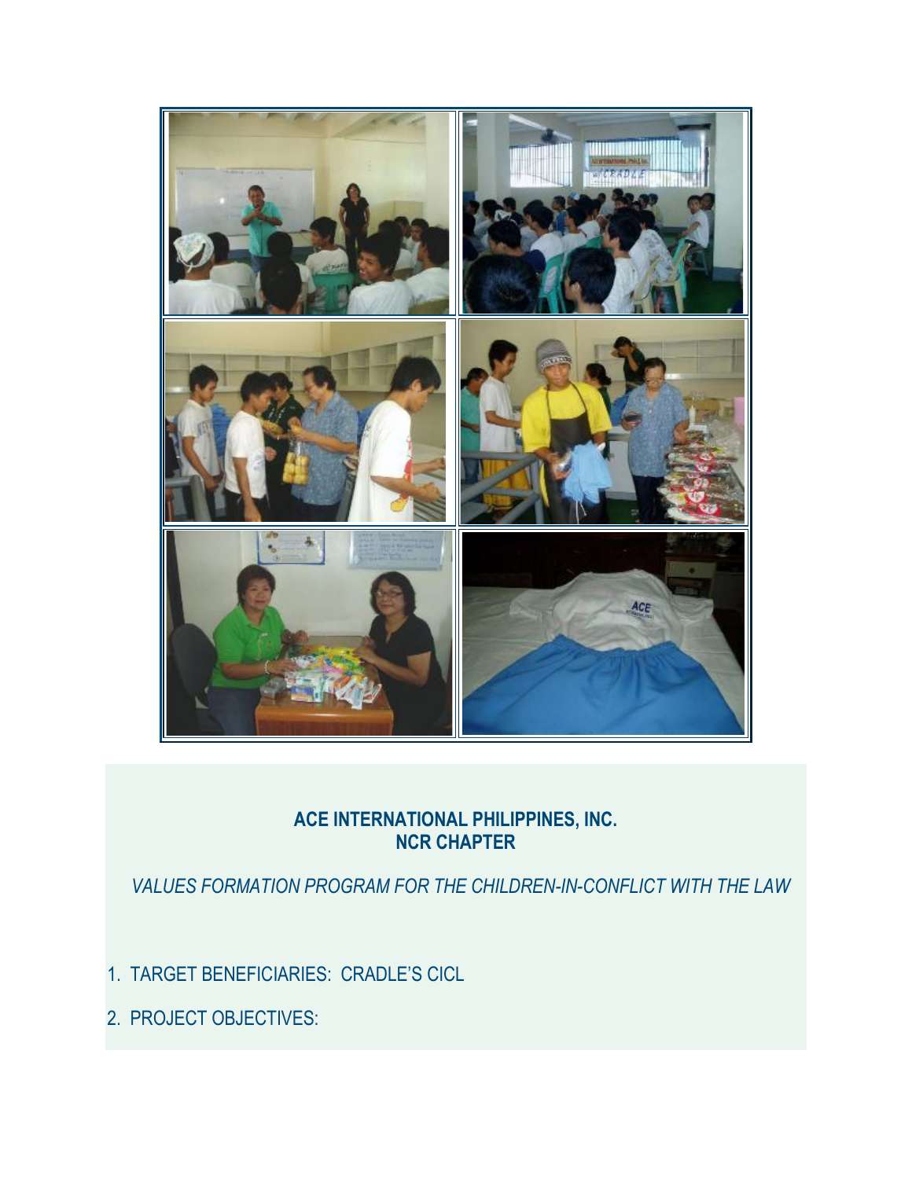**ACE INTERNATIONAL PHILIPPINES, INC.**
**NCR CHAPTER**

*VALUES FORMATION PROGRAM FOR THE CHILDREN-IN-CONFLICT WITH THE LAW*

1. TARGET BENEFICIARIES: CRADLE'S CICL
2. PROJECT OBJECTIVES: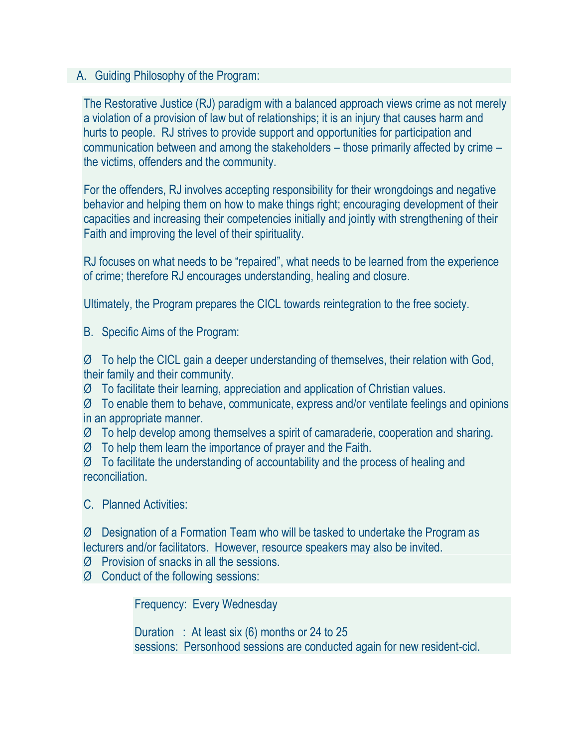A. Guiding Philosophy of the Program:

The Restorative Justice (RJ) paradigm with a balanced approach views crime as not merely a violation of a provision of law but of relationships; it is an injury that causes harm and hurts to people. RJ strives to provide support and opportunities for participation and communication between and among the stakeholders – those primarily affected by crime – the victims, offenders and the community.

For the offenders, RJ involves accepting responsibility for their wrongdoings and negative behavior and helping them on how to make things right; encouraging development of their capacities and increasing their competencies initially and jointly with strengthening of their Faith and improving the level of their spirituality.

RJ focuses on what needs to be "repaired", what needs to be learned from the experience of crime; therefore RJ encourages understanding, healing and closure.

Ultimately, the Program prepares the CICL towards reintegration to the free society.

B. Specific Aims of the Program:

- To help the CICL gain a deeper understanding of themselves, their relation with God, their family and their community.
- To facilitate their learning, appreciation and application of Christian values.
- To enable them to behave, communicate, express and/or ventilate feelings and opinions in an appropriate manner.
- To help develop among themselves a spirit of camaraderie, cooperation and sharing.
- To help them learn the importance of prayer and the Faith.
- To facilitate the understanding of accountability and the process of healing and reconciliation.

C. Planned Activities:

- Designation of a Formation Team who will be tasked to undertake the Program as lecturers and/or facilitators. However, resource speakers may also be invited.
- Provision of snacks in all the sessions.
- Conduct of the following sessions:

Frequency: Every Wednesday

Duration : At least six (6) months or 24 to 25 sessions: Personhood sessions are conducted again for new resident-cicl.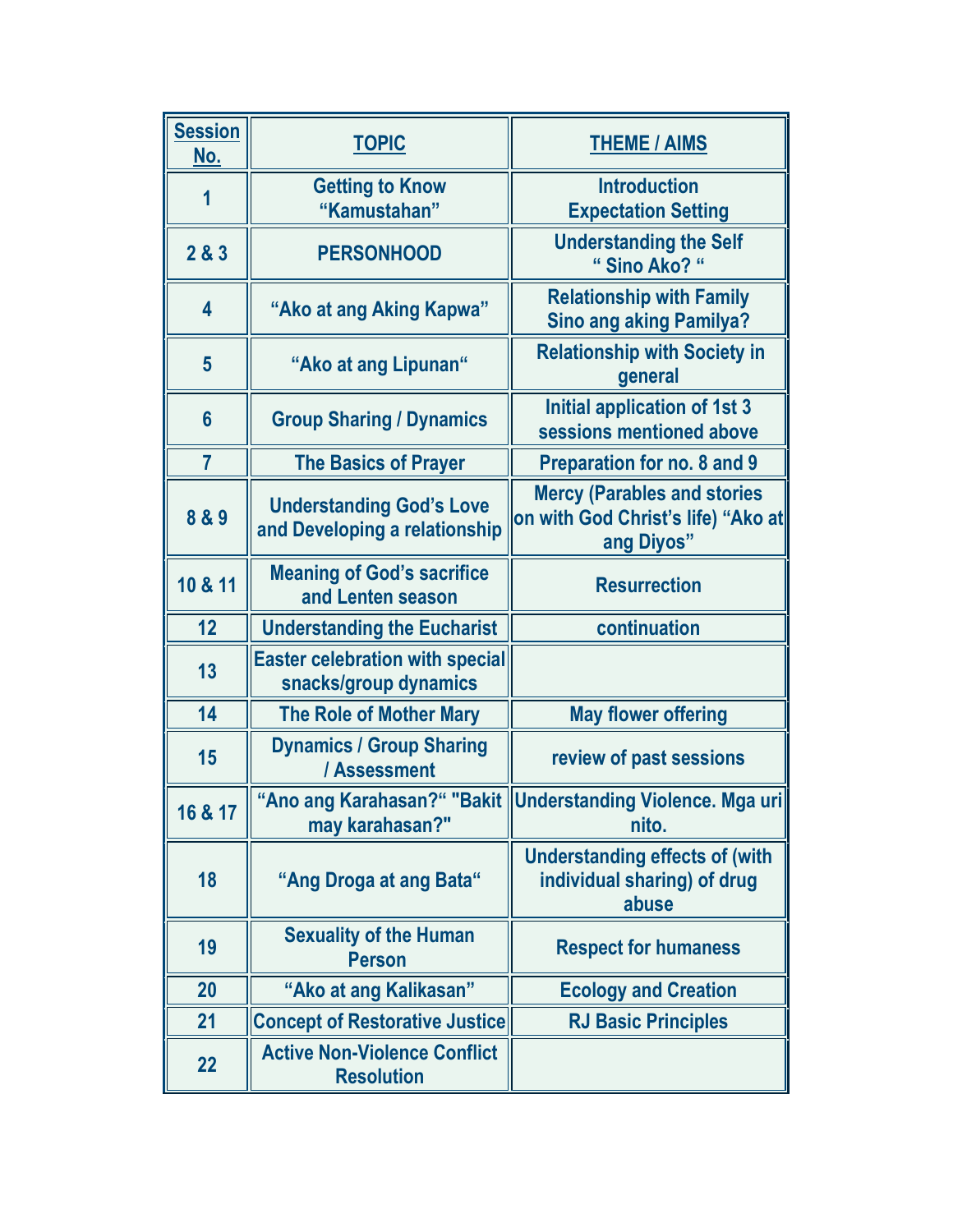| Session No. | TOPIC | THEME / AIMS |
| --- | --- | --- |
| 1 | Getting to Know “Kamustahan” | Introduction Expectation Setting |
| 2 & 3 | PERSONHOOD | Understanding the Self “ Sino Ako? “ |
| 4 | “Ako at ang Aking Kapwa” | Relationship with Family Sino ang aking Pamilya? |
| 5 | “Ako at ang Lipunan“ | Relationship with Society in general |
| 6 | Group Sharing / Dynamics | Initial application of 1st 3 sessions mentioned above |
| 7 | The Basics of Prayer | Preparation for no. 8 and 9 |
| 8 & 9 | Understanding God’s Love and Developing a relationship | Mercy (Parables and stories on with God Christ’s life) “Ako at ang Diyos” |
| 10 & 11 | Meaning of God’s sacrifice and Lenten season | Resurrection |
| 12 | Understanding the Eucharist | continuation |
| 13 | Easter celebration with special snacks/group dynamics | |
| 14 | The Role of Mother Mary | May flower offering |
| 15 | Dynamics / Group Sharing / Assessment | review of past sessions |
| 16 & 17 | “Ano ang Karahasan?“ "Bakit may karahasan?" | Understanding Violence. Mga uri nito. |
| 18 | “Ang Droga at ang Bata“ | Understanding effects of (with individual sharing) of drug abuse |
| 19 | Sexuality of the Human Person | Respect for humaness |
| 20 | “Ako at ang Kalikasan” | Ecology and Creation |
| 21 | Concept of Restorative Justice | RJ Basic Principles |
| 22 | Active Non-Violence Conflict Resolution | |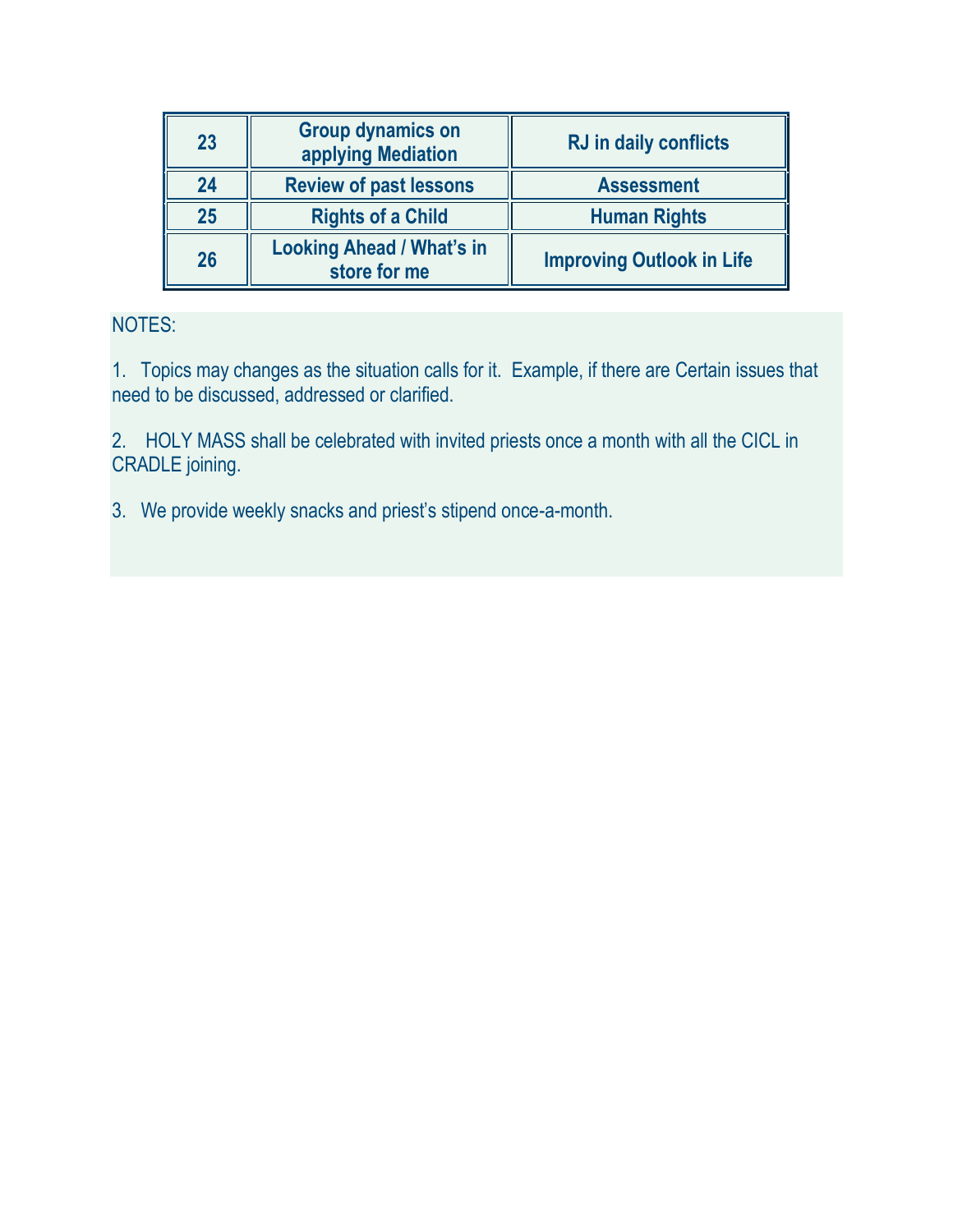| | | |
|---|---|---|
| **23** | **Group dynamics on applying Mediation** | **RJ in daily conflicts** |
| **24** | **Review of past lessons** | **Assessment** |
| **25** | **Rights of a Child** | **Human Rights** |
| **26** | **Looking Ahead / What's in store for me** | **Improving Outlook in Life** |

NOTES:

1. Topics may changes as the situation calls for it. Example, if there are Certain issues that need to be discussed, addressed or clarified.

2. HOLY MASS shall be celebrated with invited priests once a month with all the CICL in CRADLE joining.

3. We provide weekly snacks and priest's stipend once-a-month.